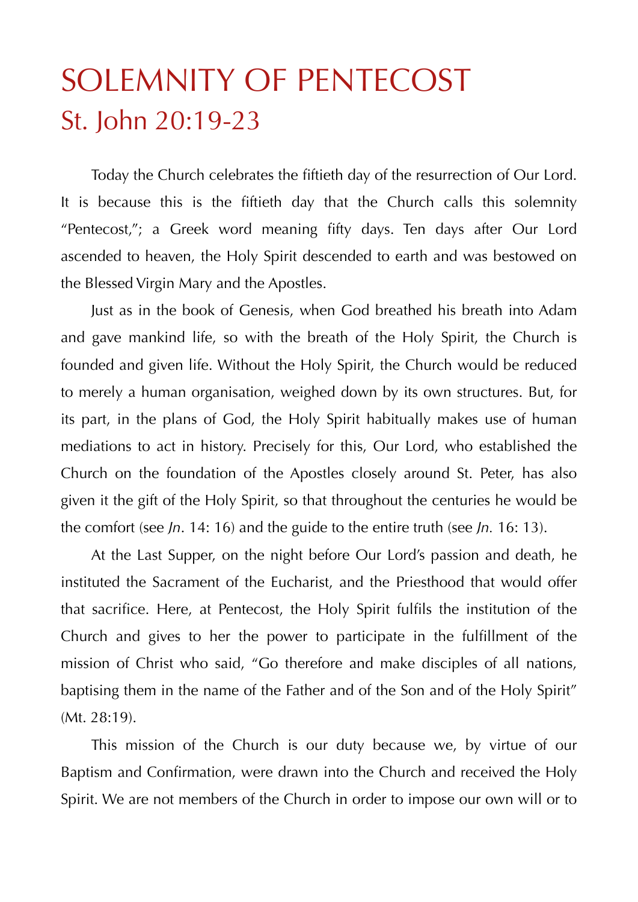# SOLEMNITY OF PENTECOST

## St. John 20:19-23

Today the Church celebrates the fiftieth day of the resurrection of Our Lord. It is because this is the fiftieth day that the Church calls this solemnity "Pentecost,"; a Greek word meaning fifty days. Ten days after Our Lord ascended to heaven, the Holy Spirit descended to earth and was bestowed on the Blessed Virgin Mary and the Apostles.

Just as in the book of Genesis, when God breathed his breath into Adam and gave mankind life, so with the breath of the Holy Spirit, the Church is founded and given life. Without the Holy Spirit, the Church would be reduced to merely a human organisation, weighed down by its own structures. But, for its part, in the plans of God, the Holy Spirit habitually makes use of human mediations to act in history. Precisely for this, Our Lord, who established the Church on the foundation of the Apostles closely around St. Peter, has also given it the gift of the Holy Spirit, so that throughout the centuries he would be the comfort (see *Jn*. 14: 16) and the guide to the entire truth (see *Jn*. 16: 13).

At the Last Supper, on the night before Our Lord's passion and death, he instituted the Sacrament of the Eucharist, and the Priesthood that would offer that sacrifice. Here, at Pentecost, the Holy Spirit fulfils the institution of the Church and gives to her the power to participate in the fulfillment of the mission of Christ who said, "Go therefore and make disciples of all nations, baptising them in the name of the Father and of the Son and of the Holy Spirit" (Mt. 28:19).

This mission of the Church is our duty because we, by virtue of our Baptism and Confirmation, were drawn into the Church and received the Holy Spirit. We are not members of the Church in order to impose our own will or to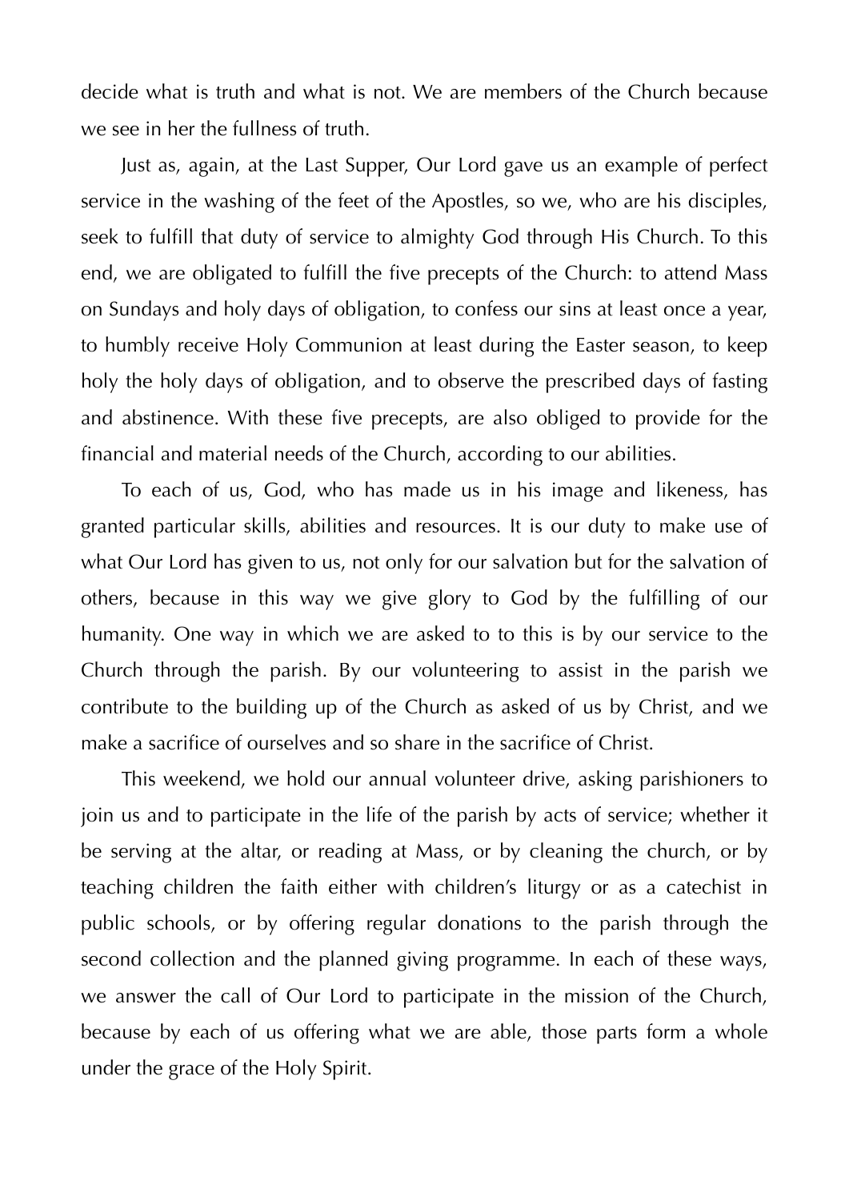decide what is truth and what is not. We are members of the Church because we see in her the fullness of truth.

Just as, again, at the Last Supper, Our Lord gave us an example of perfect service in the washing of the feet of the Apostles, so we, who are his disciples, seek to fulfill that duty of service to almighty God through His Church. To this end, we are obligated to fulfill the five precepts of the Church: to attend Mass on Sundays and holy days of obligation, to confess our sins at least once a year, to humbly receive Holy Communion at least during the Easter season, to keep holy the holy days of obligation, and to observe the prescribed days of fasting and abstinence. With these five precepts, are also obliged to provide for the financial and material needs of the Church, according to our abilities.

To each of us, God, who has made us in his image and likeness, has granted particular skills, abilities and resources. It is our duty to make use of what Our Lord has given to us, not only for our salvation but for the salvation of others, because in this way we give glory to God by the fulfilling of our humanity. One way in which we are asked to to this is by our service to the Church through the parish. By our volunteering to assist in the parish we contribute to the building up of the Church as asked of us by Christ, and we make a sacrifice of ourselves and so share in the sacrifice of Christ.

This weekend, we hold our annual volunteer drive, asking parishioners to join us and to participate in the life of the parish by acts of service; whether it be serving at the altar, or reading at Mass, or by cleaning the church, or by teaching children the faith either with children's liturgy or as a catechist in public schools, or by offering regular donations to the parish through the second collection and the planned giving programme. In each of these ways, we answer the call of Our Lord to participate in the mission of the Church, because by each of us offering what we are able, those parts form a whole under the grace of the Holy Spirit.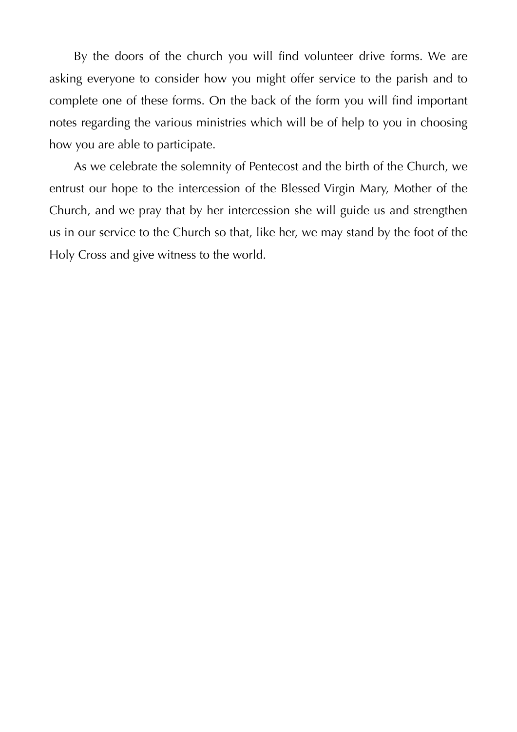By the doors of the church you will find volunteer drive forms. We are asking everyone to consider how you might offer service to the parish and to complete one of these forms. On the back of the form you will find important notes regarding the various ministries which will be of help to you in choosing how you are able to participate.

As we celebrate the solemnity of Pentecost and the birth of the Church, we entrust our hope to the intercession of the Blessed Virgin Mary, Mother of the Church, and we pray that by her intercession she will guide us and strengthen us in our service to the Church so that, like her, we may stand by the foot of the Holy Cross and give witness to the world.